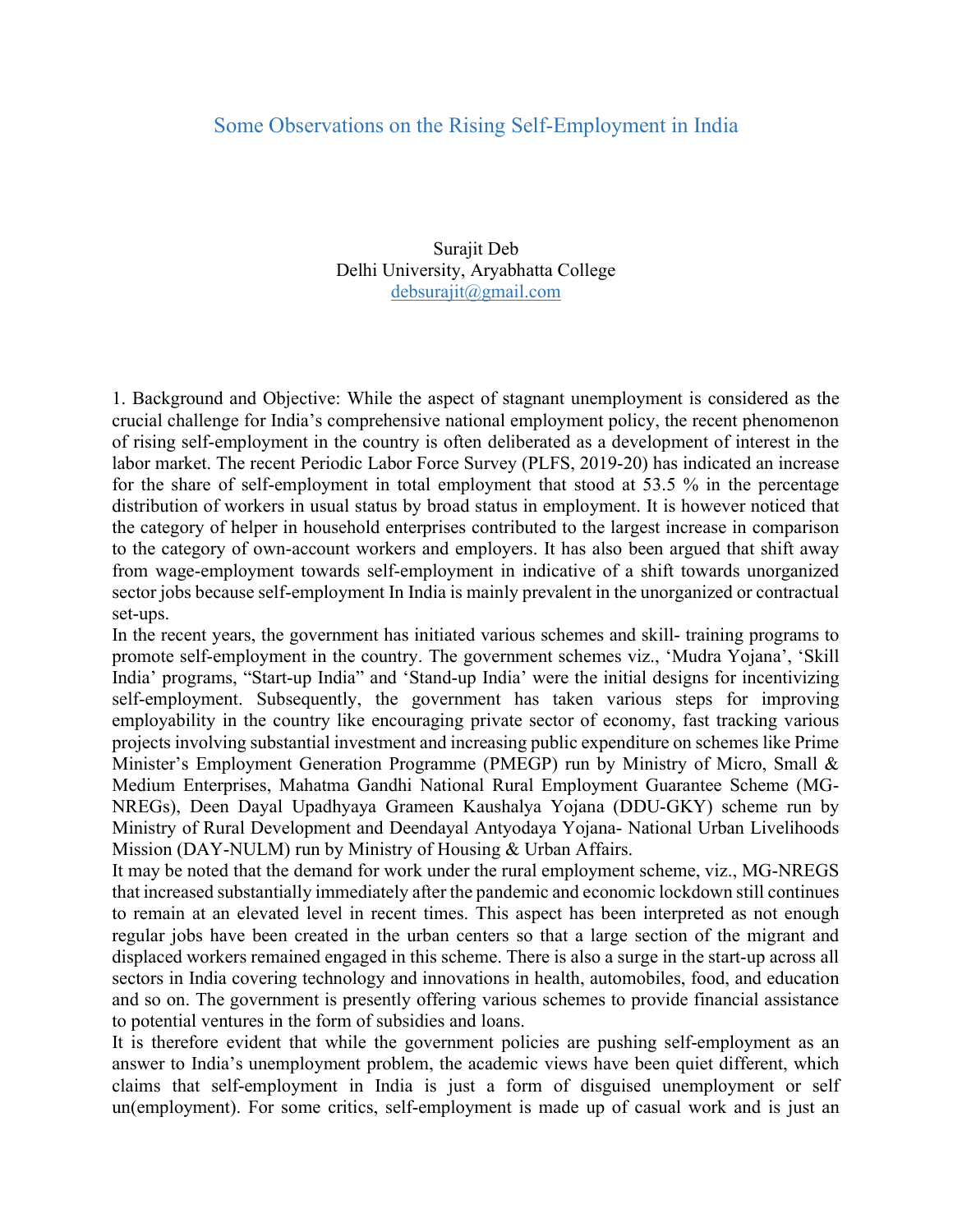# Some Observations on the Rising Self-Employment in India

Surajit Deb
Delhi University, Aryabhatta College
debsurajit@gmail.com

1. Background and Objective: While the aspect of stagnant unemployment is considered as the crucial challenge for India's comprehensive national employment policy, the recent phenomenon of rising self-employment in the country is often deliberated as a development of interest in the labor market. The recent Periodic Labor Force Survey (PLFS, 2019-20) has indicated an increase for the share of self-employment in total employment that stood at 53.5 % in the percentage distribution of workers in usual status by broad status in employment. It is however noticed that the category of helper in household enterprises contributed to the largest increase in comparison to the category of own-account workers and employers. It has also been argued that shift away from wage-employment towards self-employment in indicative of a shift towards unorganized sector jobs because self-employment In India is mainly prevalent in the unorganized or contractual set-ups.

In the recent years, the government has initiated various schemes and skill- training programs to promote self-employment in the country. The government schemes viz., 'Mudra Yojana', 'Skill India' programs, "Start-up India" and 'Stand-up India' were the initial designs for incentivizing self-employment. Subsequently, the government has taken various steps for improving employability in the country like encouraging private sector of economy, fast tracking various projects involving substantial investment and increasing public expenditure on schemes like Prime Minister's Employment Generation Programme (PMEGP) run by Ministry of Micro, Small & Medium Enterprises, Mahatma Gandhi National Rural Employment Guarantee Scheme (MG-NREGs), Deen Dayal Upadhyaya Grameen Kaushalya Yojana (DDU-GKY) scheme run by Ministry of Rural Development and Deendayal Antyodaya Yojana- National Urban Livelihoods Mission (DAY-NULM) run by Ministry of Housing & Urban Affairs.

It may be noted that the demand for work under the rural employment scheme, viz., MG-NREGS that increased substantially immediately after the pandemic and economic lockdown still continues to remain at an elevated level in recent times. This aspect has been interpreted as not enough regular jobs have been created in the urban centers so that a large section of the migrant and displaced workers remained engaged in this scheme. There is also a surge in the start-up across all sectors in India covering technology and innovations in health, automobiles, food, and education and so on. The government is presently offering various schemes to provide financial assistance to potential ventures in the form of subsidies and loans.

It is therefore evident that while the government policies are pushing self-employment as an answer to India's unemployment problem, the academic views have been quiet different, which claims that self-employment in India is just a form of disguised unemployment or self un(employment). For some critics, self-employment is made up of casual work and is just an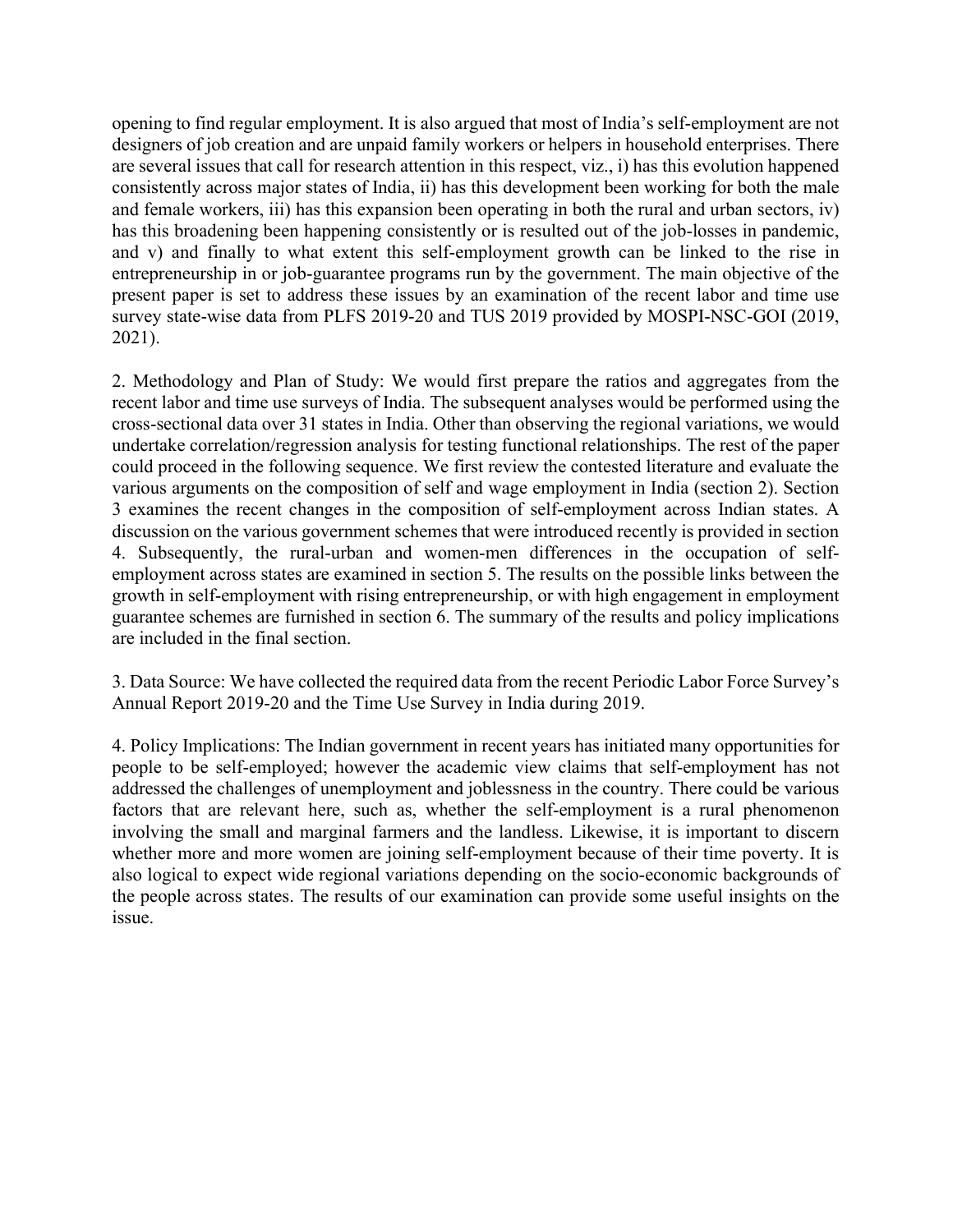opening to find regular employment. It is also argued that most of India's self-employment are not designers of job creation and are unpaid family workers or helpers in household enterprises. There are several issues that call for research attention in this respect, viz., i) has this evolution happened consistently across major states of India, ii) has this development been working for both the male and female workers, iii) has this expansion been operating in both the rural and urban sectors, iv) has this broadening been happening consistently or is resulted out of the job-losses in pandemic, and v) and finally to what extent this self-employment growth can be linked to the rise in entrepreneurship in or job-guarantee programs run by the government. The main objective of the present paper is set to address these issues by an examination of the recent labor and time use survey state-wise data from PLFS 2019-20 and TUS 2019 provided by MOSPI-NSC-GOI (2019, 2021).

2. Methodology and Plan of Study: We would first prepare the ratios and aggregates from the recent labor and time use surveys of India. The subsequent analyses would be performed using the cross-sectional data over 31 states in India. Other than observing the regional variations, we would undertake correlation/regression analysis for testing functional relationships. The rest of the paper could proceed in the following sequence. We first review the contested literature and evaluate the various arguments on the composition of self and wage employment in India (section 2). Section 3 examines the recent changes in the composition of self-employment across Indian states. A discussion on the various government schemes that were introduced recently is provided in section 4. Subsequently, the rural-urban and women-men differences in the occupation of self-employment across states are examined in section 5. The results on the possible links between the growth in self-employment with rising entrepreneurship, or with high engagement in employment guarantee schemes are furnished in section 6. The summary of the results and policy implications are included in the final section.

3. Data Source: We have collected the required data from the recent Periodic Labor Force Survey's Annual Report 2019-20 and the Time Use Survey in India during 2019.

4. Policy Implications: The Indian government in recent years has initiated many opportunities for people to be self-employed; however the academic view claims that self-employment has not addressed the challenges of unemployment and joblessness in the country. There could be various factors that are relevant here, such as, whether the self-employment is a rural phenomenon involving the small and marginal farmers and the landless. Likewise, it is important to discern whether more and more women are joining self-employment because of their time poverty. It is also logical to expect wide regional variations depending on the socio-economic backgrounds of the people across states. The results of our examination can provide some useful insights on the issue.